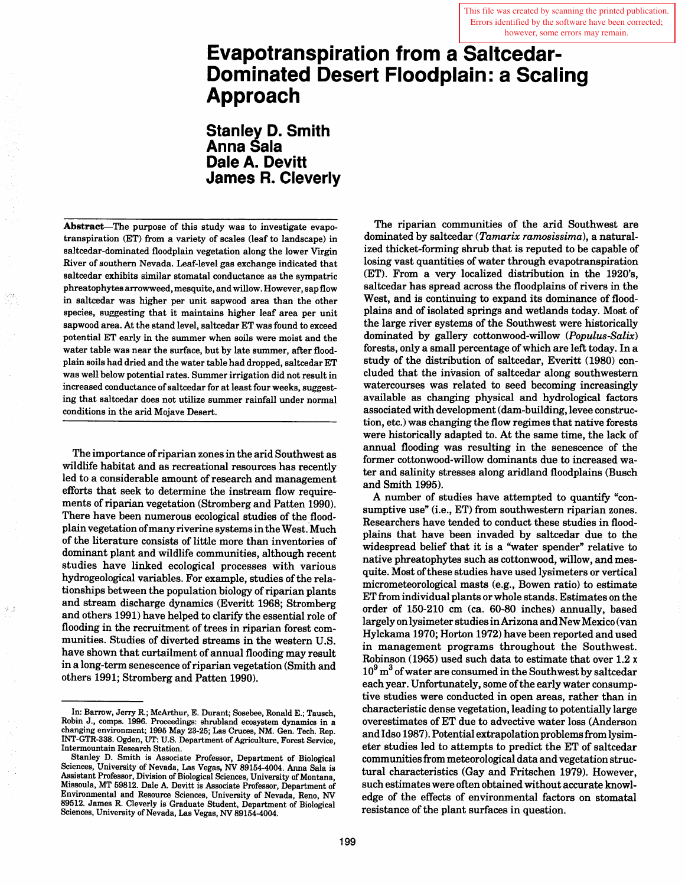This file was created by scanning the printed publication. Errors identified by the software have been corrected; however, some errors may remain.

# Evapotranspiration from a Saltcedar-Dominated Desert Floodplain: a Scaling Approach

**Stanley D. Smith**
**Anna Sala**
**Dale A. Devitt**
**James R. Cleverly**

**Abstract**—The purpose of this study was to investigate evapotranspiration (ET) from a variety of scales (leaf to landscape) in saltcedar-dominated floodplain vegetation along the lower Virgin River of southern Nevada. Leaf-level gas exchange indicated that saltcedar exhibits similar stomatal conductance as the sympatric phreatophytes arrowweed, mesquite, and willow. However, sap flow in saltcedar was higher per unit sapwood area than the other species, suggesting that it maintains higher leaf area per unit sapwood area. At the stand level, saltcedar ET was found to exceed potential ET early in the summer when soils were moist and the water table was near the surface, but by late summer, after floodplain soils had dried and the water table had dropped, saltcedar ET was well below potential rates. Summer irrigation did not result in increased conductance of saltcedar for at least four weeks, suggesting that saltcedar does not utilize summer rainfall under normal conditions in the arid Mojave Desert.

The importance of riparian zones in the arid Southwest as wildlife habitat and as recreational resources has recently led to a considerable amount of research and management efforts that seek to determine the instream flow requirements of riparian vegetation (Stromberg and Patten 1990). There have been numerous ecological studies of the floodplain vegetation of many riverine systems in the West. Much of the literature consists of little more than inventories of dominant plant and wildlife communities, although recent studies have linked ecological processes with various hydrogeological variables. For example, studies of the relationships between the population biology of riparian plants and stream discharge dynamics (Everitt 1968; Stromberg and others 1991) have helped to clarify the essential role of flooding in the recruitment of trees in riparian forest communities. Studies of diverted streams in the western U.S. have shown that curtailment of annual flooding may result in a long-term senescence of riparian vegetation (Smith and others 1991; Stromberg and Patten 1990).

The riparian communities of the arid Southwest are dominated by saltcedar (*Tamarix ramosissima*), a naturalized thicket-forming shrub that is reputed to be capable of losing vast quantities of water through evapotranspiration (ET). From a very localized distribution in the 1920's, saltcedar has spread across the floodplains of rivers in the West, and is continuing to expand its dominance of floodplains and of isolated springs and wetlands today. Most of the large river systems of the Southwest were historically dominated by gallery cottonwood-willow (*Populus-Salix*) forests, only a small percentage of which are left today. In a study of the distribution of saltcedar, Everitt (1980) concluded that the invasion of saltcedar along southwestern watercourses was related to seed becoming increasingly available as changing physical and hydrological factors associated with development (dam-building, levee construction, etc.) was changing the flow regimes that native forests were historically adapted to. At the same time, the lack of annual flooding was resulting in the senescence of the former cottonwood-willow dominants due to increased water and salinity stresses along aridland floodplains (Busch and Smith 1995).

A number of studies have attempted to quantify "consumptive use" (i.e., ET) from southwestern riparian zones. Researchers have tended to conduct these studies in floodplains that have been invaded by saltcedar due to the widespread belief that it is a "water spender" relative to native phreatophytes such as cottonwood, willow, and mesquite. Most of these studies have used lysimeters or vertical micrometeorological masts (e.g., Bowen ratio) to estimate ET from individual plants or whole stands. Estimates on the order of 150-210 cm (ca. 60-80 inches) annually, based largely on lysimeter studies in Arizona and New Mexico (van Hylckama 1970; Horton 1972) have been reported and used in management programs throughout the Southwest. Robinson (1965) used such data to estimate that over $1.2 \times 10^9$ $m^3$ of water are consumed in the Southwest by saltcedar each year. Unfortunately, some of the early water consumptive studies were conducted in open areas, rather than in characteristic dense vegetation, leading to potentially large overestimates of ET due to advective water loss (Anderson and Idso 1987). Potential extrapolation problems from lysimeter studies led to attempts to predict the ET of saltcedar communities from meteorological data and vegetation structural characteristics (Gay and Fritschen 1979). However, such estimates were often obtained without accurate knowledge of the effects of environmental factors on stomatal resistance of the plant surfaces in question.

In: Barrow, Jerry R.; McArthur, E. Durant; Sosebee, Ronald E.; Tausch, Robin J., comps. 1996. Proceedings: shrubland ecosystem dynamics in a changing environment; 1995 May 23-25; Las Cruces, NM. Gen. Tech. Rep. INT-GTR-338. Ogden, UT: U.S. Department of Agriculture, Forest Service, Intermountain Research Station.

Stanley D. Smith is Associate Professor, Department of Biological Sciences, University of Nevada, Las Vegas, NV 89154-4004. Anna Sala is Assistant Professor, Division of Biological Sciences, University of Montana, Missoula, MT 59812. Dale A. Devitt is Associate Professor, Department of Environmental and Resource Sciences, University of Nevada, Reno, NV 89512. James R. Cleverly is Graduate Student, Department of Biological Sciences, University of Nevada, Las Vegas, NV 89154-4004.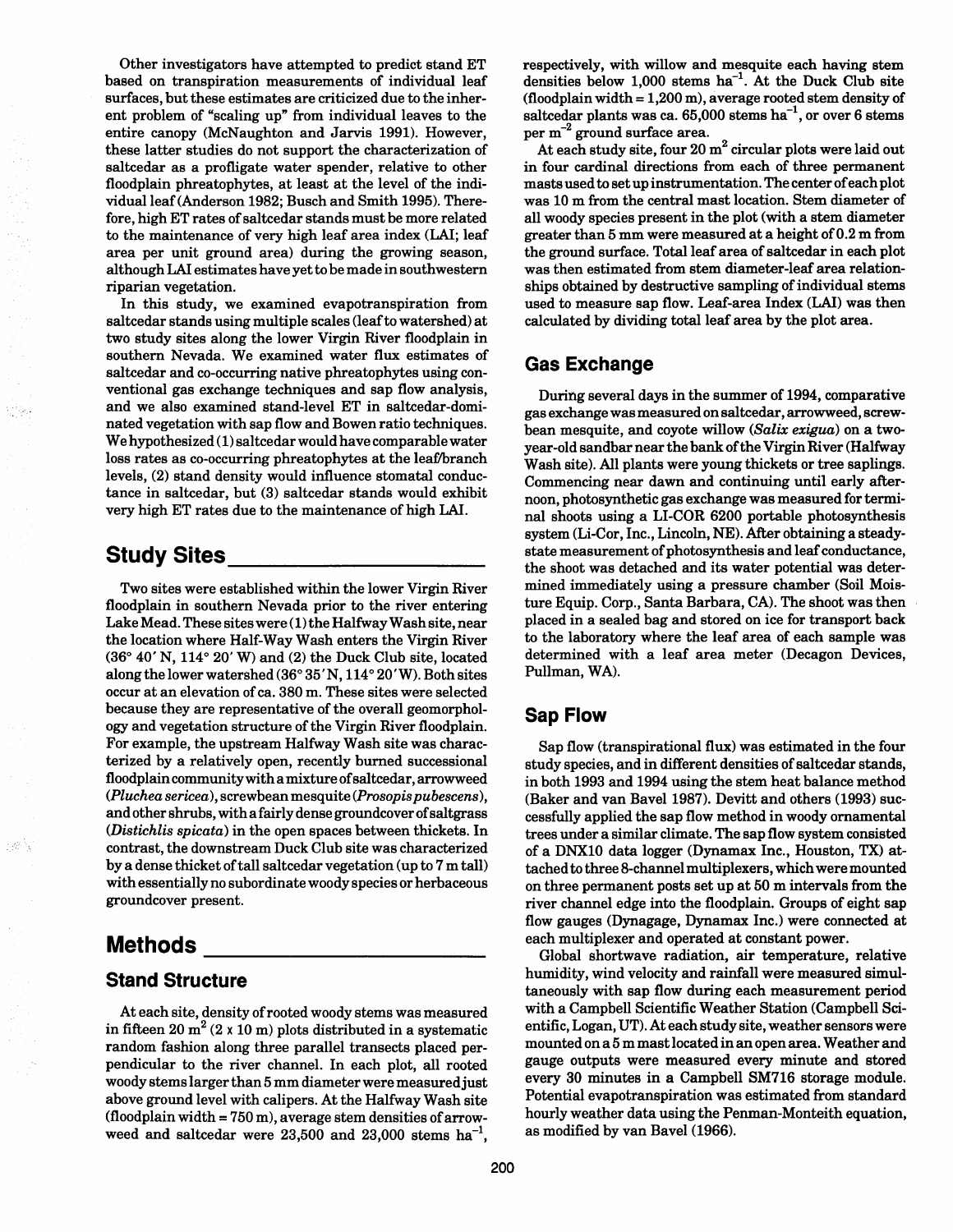Other investigators have attempted to predict stand ET based on transpiration measurements of individual leaf surfaces, but these estimates are criticized due to the inherent problem of "scaling up" from individual leaves to the entire canopy (McNaughton and Jarvis 1991). However, these latter studies do not support the characterization of saltcedar as a profligate water spender, relative to other floodplain phreatophytes, at least at the level of the individual leaf (Anderson 1982; Busch and Smith 1995). Therefore, high ET rates of saltcedar stands must be more related to the maintenance of very high leaf area index (LAI; leaf area per unit ground area) during the growing season, although LAI estimates have yet to be made in southwestern riparian vegetation.

In this study, we examined evapotranspiration from saltcedar stands using multiple scales (leaf to watershed) at two study sites along the lower Virgin River floodplain in southern Nevada. We examined water flux estimates of saltcedar and co-occurring native phreatophytes using conventional gas exchange techniques and sap flow analysis, and we also examined stand-level ET in saltcedar-dominated vegetation with sap flow and Bowen ratio techniques. We hypothesized (1) saltcedar would have comparable water loss rates as co-occurring phreatophytes at the leaf/branch levels, (2) stand density would influence stomatal conductance in saltcedar, but (3) saltcedar stands would exhibit very high ET rates due to the maintenance of high LAI.

## Study Sites

Two sites were established within the lower Virgin River floodplain in southern Nevada prior to the river entering Lake Mead. These sites were (1) the Halfway Wash site, near the location where Half-Way Wash enters the Virgin River (36° 40′ N, 114° 20′ W) and (2) the Duck Club site, located along the lower watershed (36° 35′ N, 114° 20′ W). Both sites occur at an elevation of ca. 380 m. These sites were selected because they are representative of the overall geomorphology and vegetation structure of the Virgin River floodplain. For example, the upstream Halfway Wash site was characterized by a relatively open, recently burned successional floodplain community with a mixture of saltcedar, arrowweed (*Pluchea sericea*), screwbean mesquite (*Prosopis pubescens*), and other shrubs, with a fairly dense groundcover of saltgrass (*Distichlis spicata*) in the open spaces between thickets. In contrast, the downstream Duck Club site was characterized by a dense thicket of tall saltcedar vegetation (up to 7 m tall) with essentially no subordinate woody species or herbaceous groundcover present.

## Methods

### Stand Structure

At each site, density of rooted woody stems was measured in fifteen 20 $m^2$ (2 x 10 m) plots distributed in a systematic random fashion along three parallel transects placed perpendicular to the river channel. In each plot, all rooted woody stems larger than 5 mm diameter were measured just above ground level with calipers. At the Halfway Wash site (floodplain width = 750 m), average stem densities of arrowweed and saltcedar were 23,500 and 23,000 stems $ha^{-1}$, respectively, with willow and mesquite each having stem densities below 1,000 stems $ha^{-1}$. At the Duck Club site (floodplain width = 1,200 m), average rooted stem density of saltcedar plants was ca. 65,000 stems $ha^{-1}$, or over 6 stems per $m^{-2}$ ground surface area.

At each study site, four 20 $m^2$ circular plots were laid out in four cardinal directions from each of three permanent masts used to set up instrumentation. The center of each plot was 10 m from the central mast location. Stem diameter of all woody species present in the plot (with a stem diameter greater than 5 mm were measured at a height of 0.2 m from the ground surface. Total leaf area of saltcedar in each plot was then estimated from stem diameter-leaf area relationships obtained by destructive sampling of individual stems used to measure sap flow. Leaf-area Index (LAI) was then calculated by dividing total leaf area by the plot area.

### Gas Exchange

During several days in the summer of 1994, comparative gas exchange was measured on saltcedar, arrowweed, screwbean mesquite, and coyote willow (*Salix exigua*) on a two-year-old sandbar near the bank of the Virgin River (Halfway Wash site). All plants were young thickets or tree saplings. Commencing near dawn and continuing until early afternoon, photosynthetic gas exchange was measured for terminal shoots using a LI-COR 6200 portable photosynthesis system (Li-Cor, Inc., Lincoln, NE). After obtaining a steady-state measurement of photosynthesis and leaf conductance, the shoot was detached and its water potential was determined immediately using a pressure chamber (Soil Moisture Equip. Corp., Santa Barbara, CA). The shoot was then placed in a sealed bag and stored on ice for transport back to the laboratory where the leaf area of each sample was determined with a leaf area meter (Decagon Devices, Pullman, WA).

### Sap Flow

Sap flow (transpirational flux) was estimated in the four study species, and in different densities of saltcedar stands, in both 1993 and 1994 using the stem heat balance method (Baker and van Bavel 1987). Devitt and others (1993) successfully applied the sap flow method in woody ornamental trees under a similar climate. The sap flow system consisted of a DNX10 data logger (Dynamax Inc., Houston, TX) attached to three 8-channel multiplexers, which were mounted on three permanent posts set up at 50 m intervals from the river channel edge into the floodplain. Groups of eight sap flow gauges (Dynagage, Dynamax Inc.) were connected at each multiplexer and operated at constant power.

Global shortwave radiation, air temperature, relative humidity, wind velocity and rainfall were measured simultaneously with sap flow during each measurement period with a Campbell Scientific Weather Station (Campbell Scientific, Logan, UT). At each study site, weather sensors were mounted on a 5 m mast located in an open area. Weather and gauge outputs were measured every minute and stored every 30 minutes in a Campbell SM716 storage module. Potential evapotranspiration was estimated from standard hourly weather data using the Penman-Monteith equation, as modified by van Bavel (1966).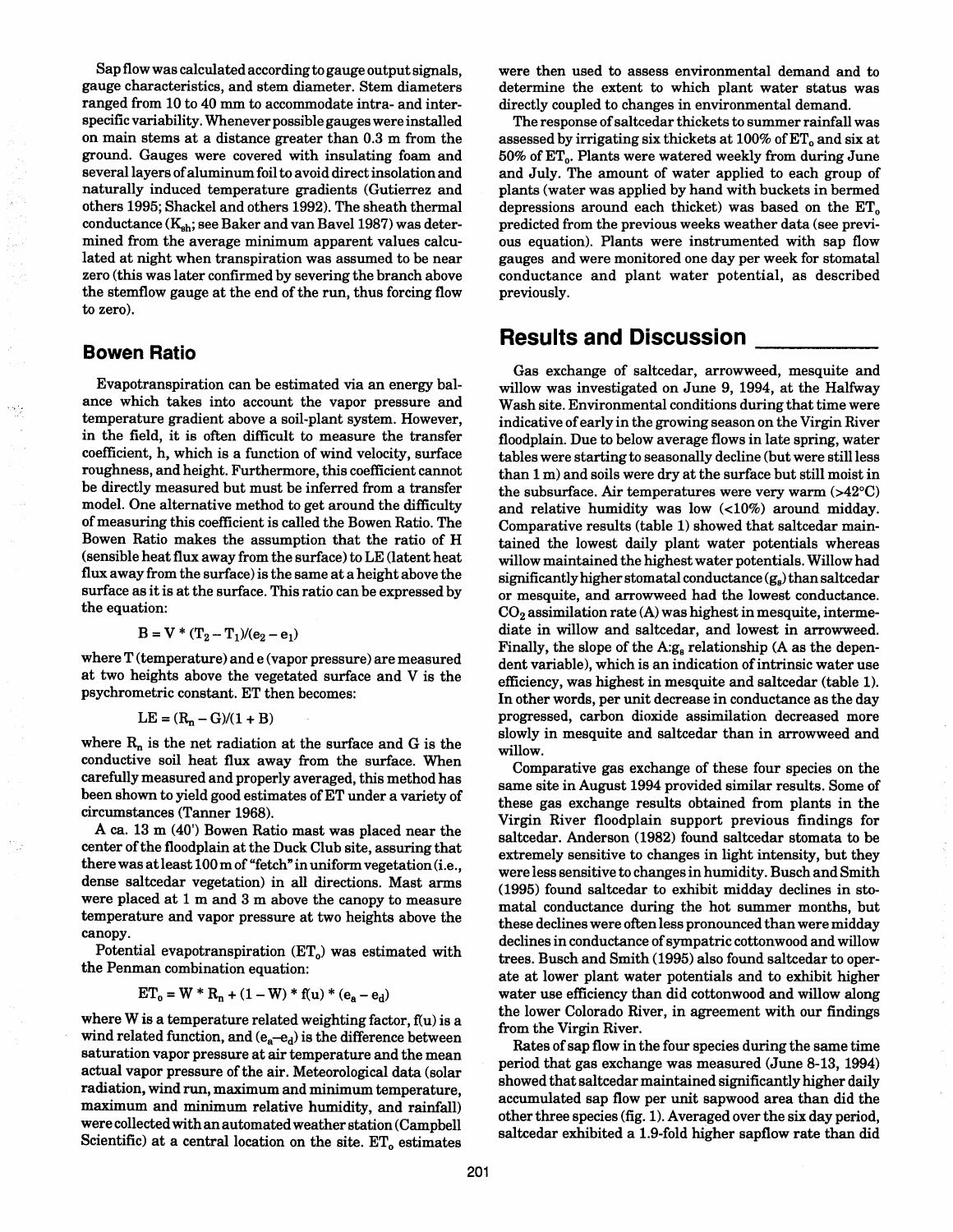Sap flow was calculated according to gauge output signals, gauge characteristics, and stem diameter. Stem diameters ranged from 10 to 40 mm to accommodate intra- and interspecific variability. Whenever possible gauges were installed on main stems at a distance greater than 0.3 m from the ground. Gauges were covered with insulating foam and several layers of aluminum foil to avoid direct insolation and naturally induced temperature gradients (Gutierrez and others 1995; Shackel and others 1992). The sheath thermal conductance ($K_{sh}$; see Baker and van Bavel 1987) was determined from the average minimum apparent values calculated at night when transpiration was assumed to be near zero (this was later confirmed by severing the branch above the stemflow gauge at the end of the run, thus forcing flow to zero).

## Bowen Ratio

Evapotranspiration can be estimated via an energy balance which takes into account the vapor pressure and temperature gradient above a soil-plant system. However, in the field, it is often difficult to measure the transfer coefficient, h, which is a function of wind velocity, surface roughness, and height. Furthermore, this coefficient cannot be directly measured but must be inferred from a transfer model. One alternative method to get around the difficulty of measuring this coefficient is called the Bowen Ratio. The Bowen Ratio makes the assumption that the ratio of H (sensible heat flux away from the surface) to LE (latent heat flux away from the surface) is the same at a height above the surface as it is at the surface. This ratio can be expressed by the equation:

$$B = V * (T_2 - T_1)/(e_2 - e_1)$$

where T (temperature) and e (vapor pressure) are measured at two heights above the vegetated surface and V is the psychrometric constant. ET then becomes:

$$LE = (R_n - G)/(1 + B)$$

where $R_n$ is the net radiation at the surface and G is the conductive soil heat flux away from the surface. When carefully measured and properly averaged, this method has been shown to yield good estimates of ET under a variety of circumstances (Tanner 1968).

A ca. 13 m (40') Bowen Ratio mast was placed near the center of the floodplain at the Duck Club site, assuring that there was at least 100 m of "fetch" in uniform vegetation (i.e., dense saltcedar vegetation) in all directions. Mast arms were placed at 1 m and 3 m above the canopy to measure temperature and vapor pressure at two heights above the canopy.

Potential evapotranspiration ($ET_o$) was estimated with the Penman combination equation:

$$ET_o = W * R_n + (1 - W) * f(u) * (e_a - e_d)$$

where W is a temperature related weighting factor, f(u) is a wind related function, and ($e_a$–$e_d$) is the difference between saturation vapor pressure at air temperature and the mean actual vapor pressure of the air. Meteorological data (solar radiation, wind run, maximum and minimum temperature, maximum and minimum relative humidity, and rainfall) were collected with an automated weather station (Campbell Scientific) at a central location on the site. $ET_o$ estimates were then used to assess environmental demand and to determine the extent to which plant water status was directly coupled to changes in environmental demand.

The response of saltcedar thickets to summer rainfall was assessed by irrigating six thickets at 100% of $ET_o$ and six at 50% of $ET_o$. Plants were watered weekly from during June and July. The amount of water applied to each group of plants (water was applied by hand with buckets in bermed depressions around each thicket) was based on the $ET_o$ predicted from the previous weeks weather data (see previous equation). Plants were instrumented with sap flow gauges and were monitored one day per week for stomatal conductance and plant water potential, as described previously.

# Results and Discussion

Gas exchange of saltcedar, arrowweed, mesquite and willow was investigated on June 9, 1994, at the Halfway Wash site. Environmental conditions during that time were indicative of early in the growing season on the Virgin River floodplain. Due to below average flows in late spring, water tables were starting to seasonally decline (but were still less than 1 m) and soils were dry at the surface but still moist in the subsurface. Air temperatures were very warm (>42°C) and relative humidity was low (<10%) around midday. Comparative results (table 1) showed that saltcedar maintained the lowest daily plant water potentials whereas willow maintained the highest water potentials. Willow had significantly higher stomatal conductance ($g_s$) than saltcedar or mesquite, and arrowweed had the lowest conductance. $CO_2$ assimilation rate (A) was highest in mesquite, intermediate in willow and saltcedar, and lowest in arrowweed. Finally, the slope of the A:$g_s$ relationship (A as the dependent variable), which is an indication of intrinsic water use efficiency, was highest in mesquite and saltcedar (table 1). In other words, per unit decrease in conductance as the day progressed, carbon dioxide assimilation decreased more slowly in mesquite and saltcedar than in arrowweed and willow.

Comparative gas exchange of these four species on the same site in August 1994 provided similar results. Some of these gas exchange results obtained from plants in the Virgin River floodplain support previous findings for saltcedar. Anderson (1982) found saltcedar stomata to be extremely sensitive to changes in light intensity, but they were less sensitive to changes in humidity. Busch and Smith (1995) found saltcedar to exhibit midday declines in stomatal conductance during the hot summer months, but these declines were often less pronounced than were midday declines in conductance of sympatric cottonwood and willow trees. Busch and Smith (1995) also found saltcedar to operate at lower plant water potentials and to exhibit higher water use efficiency than did cottonwood and willow along the lower Colorado River, in agreement with our findings from the Virgin River.

Rates of sap flow in the four species during the same time period that gas exchange was measured (June 8-13, 1994) showed that saltcedar maintained significantly higher daily accumulated sap flow per unit sapwood area than did the other three species (fig. 1). Averaged over the six day period, saltcedar exhibited a 1.9-fold higher sapflow rate than did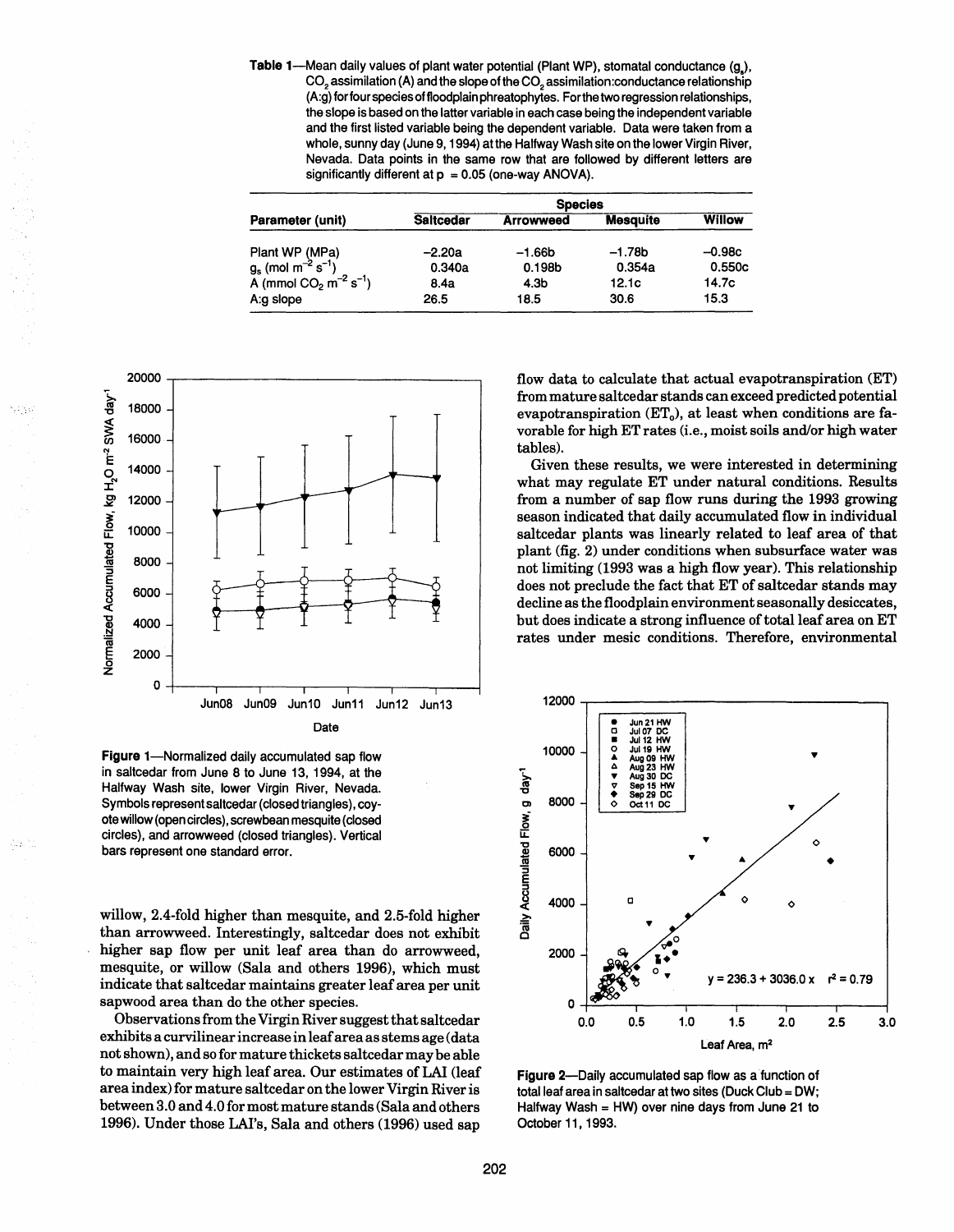**Table 1**—Mean daily values of plant water potential (Plant WP), stomatal conductance ($g_s$), $CO_2$ assimilation (A) and the slope of the $CO_2$ assimilation:conductance relationship (A:g) for four species of floodplain phreatophytes. For the two regression relationships, the slope is based on the latter variable in each case being the independent variable and the first listed variable being the dependent variable. Data were taken from a whole, sunny day (June 9, 1994) at the Halfway Wash site on the lower Virgin River, Nevada. Data points in the same row that are followed by different letters are significantly different at p = 0.05 (one-way ANOVA).

| | Species | | | |
|---|---|---|---|---|
| Parameter (unit) | Saltcedar | Arrowweed | Mesquite | Willow |
| Plant WP (MPa) | –2.20a | –1.66b | –1.78b | –0.98c |
| $g_s$ (mol $m^{-2}$ $s^{-1}$) | 0.340a | 0.198b | 0.354a | 0.550c |
| A (mmol $CO_2$ $m^{-2}$ $s^{-1}$) | 8.4a | 4.3b | 12.1c | 14.7c |
| A:g slope | 26.5 | 18.5 | 30.6 | 15.3 |

**Figure 1**—Normalized daily accumulated sap flow in saltcedar from June 8 to June 13, 1994, at the Halfway Wash site, lower Virgin River, Nevada. Symbols represent saltcedar (closed triangles), coyote willow (open circles), screwbean mesquite (closed circles), and arrowweed (closed triangles). Vertical bars represent one standard error.

willow, 2.4-fold higher than mesquite, and 2.5-fold higher than arrowweed. Interestingly, saltcedar does not exhibit higher sap flow per unit leaf area than do arrowweed, mesquite, or willow (Sala and others 1996), which must indicate that saltcedar maintains greater leaf area per unit sapwood area than do the other species.

Observations from the Virgin River suggest that saltcedar exhibits a curvilinear increase in leaf area as stems age (data not shown), and so for mature thickets saltcedar may be able to maintain very high leaf area. Our estimates of LAI (leaf area index) for mature saltcedar on the lower Virgin River is between 3.0 and 4.0 for most mature stands (Sala and others 1996). Under those LAI's, Sala and others (1996) used sap flow data to calculate that actual evapotranspiration (ET) from mature saltcedar stands can exceed predicted potential evapotranspiration ($ET_0$), at least when conditions are favorable for high ET rates (i.e., moist soils and/or high water tables).

Given these results, we were interested in determining what may regulate ET under natural conditions. Results from a number of sap flow runs during the 1993 growing season indicated that daily accumulated flow in individual saltcedar plants was linearly related to leaf area of that plant (fig. 2) under conditions when subsurface water was not limiting (1993 was a high flow year). This relationship does not preclude the fact that ET of saltcedar stands may decline as the floodplain environment seasonally desiccates, but does indicate a strong influence of total leaf area on ET rates under mesic conditions. Therefore, environmental

**Figure 2**—Daily accumulated sap flow as a function of total leaf area in saltcedar at two sites (Duck Club = DW; Halfway Wash = HW) over nine days from June 21 to October 11, 1993.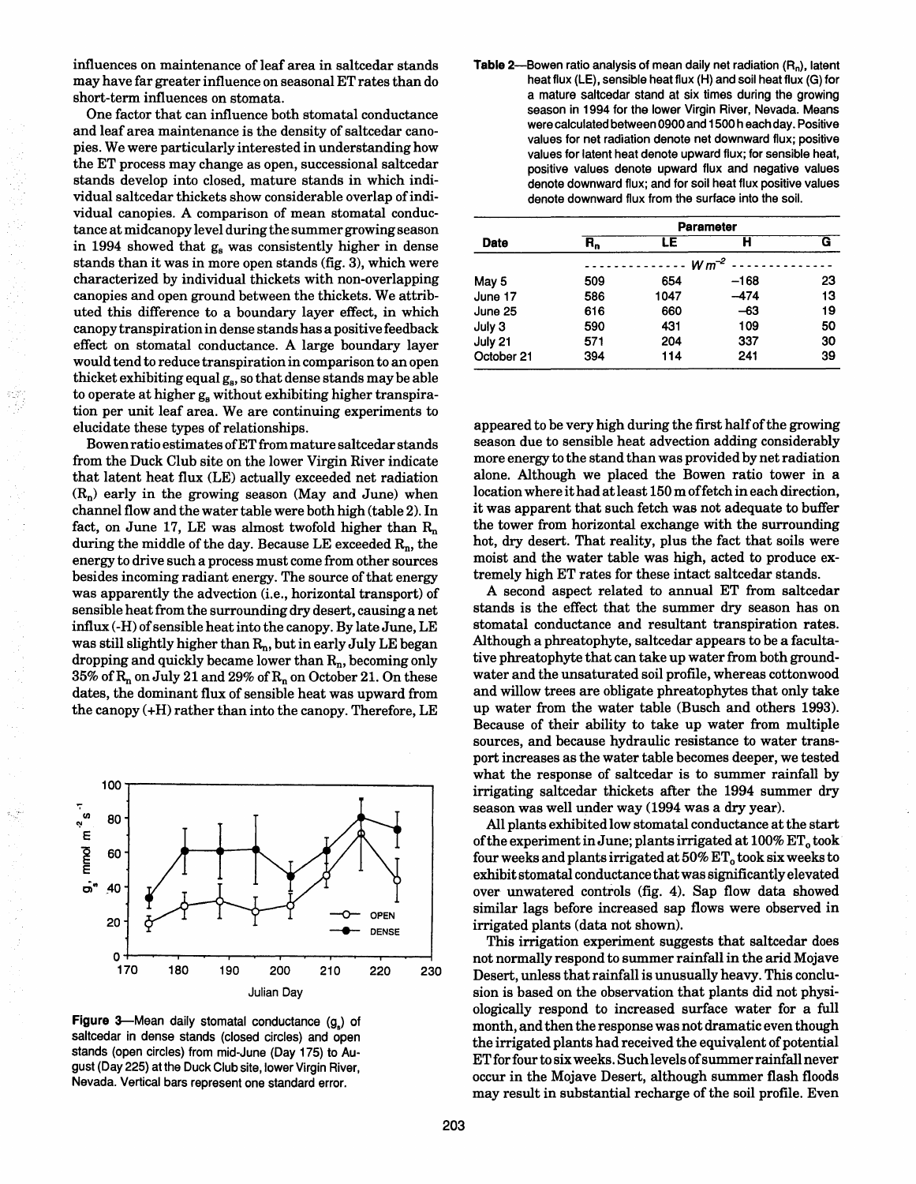influences on maintenance of leaf area in saltcedar stands may have far greater influence on seasonal ET rates than do short-term influences on stomata.

One factor that can influence both stomatal conductance and leaf area maintenance is the density of saltcedar canopies. We were particularly interested in understanding how the ET process may change as open, successional saltcedar stands develop into closed, mature stands in which individual saltcedar thickets show considerable overlap of individual canopies. A comparison of mean stomatal conductance at midcanopy level during the summer growing season in 1994 showed that $g_s$ was consistently higher in dense stands than it was in more open stands (fig. 3), which were characterized by individual thickets with non-overlapping canopies and open ground between the thickets. We attributed this difference to a boundary layer effect, in which canopy transpiration in dense stands has a positive feedback effect on stomatal conductance. A large boundary layer would tend to reduce transpiration in comparison to an open thicket exhibiting equal $g_s$, so that dense stands may be able to operate at higher $g_s$ without exhibiting higher transpiration per unit leaf area. We are continuing experiments to elucidate these types of relationships.

Bowen ratio estimates of ET from mature saltcedar stands from the Duck Club site on the lower Virgin River indicate that latent heat flux (LE) actually exceeded net radiation ($R_n$) early in the growing season (May and June) when channel flow and the water table were both high (table 2). In fact, on June 17, LE was almost twofold higher than $R_n$ during the middle of the day. Because LE exceeded $R_n$, the energy to drive such a process must come from other sources besides incoming radiant energy. The source of that energy was apparently the advection (i.e., horizontal transport) of sensible heat from the surrounding dry desert, causing a net influx (-H) of sensible heat into the canopy. By late June, LE was still slightly higher than $R_n$, but in early July LE began dropping and quickly became lower than $R_n$, becoming only 35% of $R_n$ on July 21 and 29% of $R_n$ on October 21. On these dates, the dominant flux of sensible heat was upward from the canopy (+H) rather than into the canopy. Therefore, LE

Figure 3—Mean daily stomatal conductance ($g_s$) of saltcedar in dense stands (closed circles) and open stands (open circles) from mid-June (Day 175) to August (Day 225) at the Duck Club site, lower Virgin River, Nevada. Vertical bars represent one standard error.

**Table 2**—Bowen ratio analysis of mean daily net radiation ($R_n$), latent heat flux (LE), sensible heat flux (H) and soil heat flux (G) for a mature saltcedar stand at six times during the growing season in 1994 for the lower Virgin River, Nevada. Means were calculated between 0900 and 1500 h each day. Positive values for net radiation denote net downward flux; positive values for latent heat denote upward flux; for sensible heat, positive values denote upward flux and negative values denote downward flux; and for soil heat flux positive values denote downward flux from the surface into the soil.

| Date | Parameter | | | |
|---|---|---|---|---|
| | $R_n$ | LE | H | G |
| | $W m^{-2}$ | | | |
| May 5 | 509 | 654 | −168 | 23 |
| June 17 | 586 | 1047 | −474 | 13 |
| June 25 | 616 | 660 | −63 | 19 |
| July 3 | 590 | 431 | 109 | 50 |
| July 21 | 571 | 204 | 337 | 30 |
| October 21 | 394 | 114 | 241 | 39 |

appeared to be very high during the first half of the growing season due to sensible heat advection adding considerably more energy to the stand than was provided by net radiation alone. Although we placed the Bowen ratio tower in a location where it had at least 150 m of fetch in each direction, it was apparent that such fetch was not adequate to buffer the tower from horizontal exchange with the surrounding hot, dry desert. That reality, plus the fact that soils were moist and the water table was high, acted to produce extremely high ET rates for these intact saltcedar stands.

A second aspect related to annual ET from saltcedar stands is the effect that the summer dry season has on stomatal conductance and resultant transpiration rates. Although a phreatophyte, saltcedar appears to be a facultative phreatophyte that can take up water from both groundwater and the unsaturated soil profile, whereas cottonwood and willow trees are obligate phreatophytes that only take up water from the water table (Busch and others 1993). Because of their ability to take up water from multiple sources, and because hydraulic resistance to water transport increases as the water table becomes deeper, we tested what the response of saltcedar is to summer rainfall by irrigating saltcedar thickets after the 1994 summer dry season was well under way (1994 was a dry year).

All plants exhibited low stomatal conductance at the start of the experiment in June; plants irrigated at 100% $ET_o$ took four weeks and plants irrigated at 50% $ET_o$ took six weeks to exhibit stomatal conductance that was significantly elevated over unwatered controls (fig. 4). Sap flow data showed similar lags before increased sap flows were observed in irrigated plants (data not shown).

This irrigation experiment suggests that saltcedar does not normally respond to summer rainfall in the arid Mojave Desert, unless that rainfall is unusually heavy. This conclusion is based on the observation that plants did not physiologically respond to increased surface water for a full month, and then the response was not dramatic even though the irrigated plants had received the equivalent of potential ET for four to six weeks. Such levels of summer rainfall never occur in the Mojave Desert, although summer flash floods may result in substantial recharge of the soil profile. Even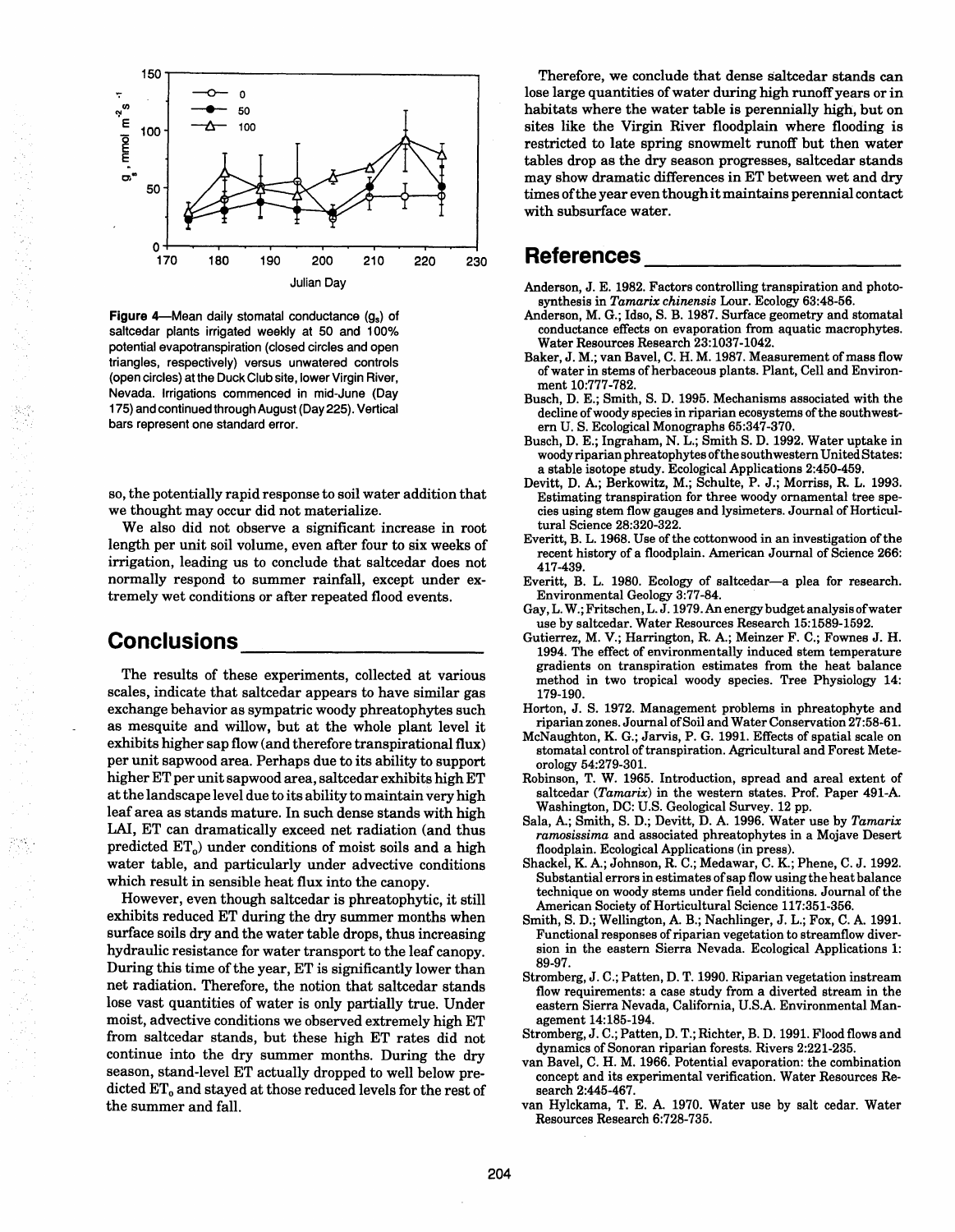150

100

50

0

170 180 190 200 210 220 230

Julian Day

$g_s$, mmol m$^{-2}$ s$^{-1}$

0

50

100

**Figure 4**—Mean daily stomatal conductance ($g_s$) of saltcedar plants irrigated weekly at 50 and 100% potential evapotranspiration (closed circles and open triangles, respectively) versus unwatered controls (open circles) at the Duck Club site, lower Virgin River, Nevada. Irrigations commenced in mid-June (Day 175) and continued through August (Day 225). Vertical bars represent one standard error.

so, the potentially rapid response to soil water addition that we thought may occur did not materialize.

We also did not observe a significant increase in root length per unit soil volume, even after four to six weeks of irrigation, leading us to conclude that saltcedar does not normally respond to summer rainfall, except under extremely wet conditions or after repeated flood events.

## Conclusions

The results of these experiments, collected at various scales, indicate that saltcedar appears to have similar gas exchange behavior as sympatric woody phreatophytes such as mesquite and willow, but at the whole plant level it exhibits higher sap flow (and therefore transpirational flux) per unit sapwood area. Perhaps due to its ability to support higher ET per unit sapwood area, saltcedar exhibits high ET at the landscape level due to its ability to maintain very high leaf area as stands mature. In such dense stands with high LAI, ET can dramatically exceed net radiation (and thus predicted $ET_0$) under conditions of moist soils and a high water table, and particularly under advective conditions which result in sensible heat flux into the canopy.

However, even though saltcedar is phreatophytic, it still exhibits reduced ET during the dry summer months when surface soils dry and the water table drops, thus increasing hydraulic resistance for water transport to the leaf canopy. During this time of the year, ET is significantly lower than net radiation. Therefore, the notion that saltcedar stands lose vast quantities of water is only partially true. Under moist, advective conditions we observed extremely high ET from saltcedar stands, but these high ET rates did not continue into the dry summer months. During the dry season, stand-level ET actually dropped to well below predicted $ET_0$ and stayed at those reduced levels for the rest of the summer and fall.

Therefore, we conclude that dense saltcedar stands can lose large quantities of water during high runoff years or in habitats where the water table is perennially high, but on sites like the Virgin River floodplain where flooding is restricted to late spring snowmelt runoff but then water tables drop as the dry season progresses, saltcedar stands may show dramatic differences in ET between wet and dry times of the year even though it maintains perennial contact with subsurface water.

## References

Anderson, J. E. 1982. Factors controlling transpiration and photosynthesis in *Tamarix chinensis* Lour. Ecology 63:48-56.

Anderson, M. G.; Idso, S. B. 1987. Surface geometry and stomatal conductance effects on evaporation from aquatic macrophytes. Water Resources Research 23:1037-1042.

Baker, J. M.; van Bavel, C. H. M. 1987. Measurement of mass flow of water in stems of herbaceous plants. Plant, Cell and Environment 10:777-782.

Busch, D. E.; Smith, S. D. 1995. Mechanisms associated with the decline of woody species in riparian ecosystems of the southwestern U. S. Ecological Monographs 65:347-370.

Busch, D. E.; Ingraham, N. L.; Smith S. D. 1992. Water uptake in woody riparian phreatophytes of the southwestern United States: a stable isotope study. Ecological Applications 2:450-459.

Devitt, D. A.; Berkowitz, M.; Schulte, P. J.; Morriss, R. L. 1993. Estimating transpiration for three woody ornamental tree species using stem flow gauges and lysimeters. Journal of Horticultural Science 28:320-322.

Everitt, B. L. 1968. Use of the cottonwood in an investigation of the recent history of a floodplain. American Journal of Science 266: 417-439.

Everitt, B. L. 1980. Ecology of saltcedar—a plea for research. Environmental Geology 3:77-84.

Gay, L. W.; Fritschen, L. J. 1979. An energy budget analysis of water use by saltcedar. Water Resources Research 15:1589-1592.

Gutierrez, M. V.; Harrington, R. A.; Meinzer F. C.; Fownes J. H. 1994. The effect of environmentally induced stem temperature gradients on transpiration estimates from the heat balance method in two tropical woody species. Tree Physiology 14: 179-190.

Horton, J. S. 1972. Management problems in phreatophyte and riparian zones. Journal of Soil and Water Conservation 27:58-61.

McNaughton, K. G.; Jarvis, P. G. 1991. Effects of spatial scale on stomatal control of transpiration. Agricultural and Forest Meteorology 54:279-301.

Robinson, T. W. 1965. Introduction, spread and areal extent of saltcedar (*Tamarix*) in the western states. Prof. Paper 491-A. Washington, DC: U.S. Geological Survey. 12 pp.

Sala, A.; Smith, S. D.; Devitt, D. A. 1996. Water use by *Tamarix ramosissima* and associated phreatophytes in a Mojave Desert floodplain. Ecological Applications (in press).

Shackel, K. A.; Johnson, R. C.; Medawar, C. K.; Phene, C. J. 1992. Substantial errors in estimates of sap flow using the heat balance technique on woody stems under field conditions. Journal of the American Society of Horticultural Science 117:351-356.

Smith, S. D.; Wellington, A. B.; Nachlinger, J. L.; Fox, C. A. 1991. Functional responses of riparian vegetation to streamflow diversion in the eastern Sierra Nevada. Ecological Applications 1: 89-97.

Stromberg, J. C.; Patten, D. T. 1990. Riparian vegetation instream flow requirements: a case study from a diverted stream in the eastern Sierra Nevada, California, U.S.A. Environmental Management 14:185-194.

Stromberg, J. C.; Patten, D. T.; Richter, B. D. 1991. Flood flows and dynamics of Sonoran riparian forests. Rivers 2:221-235.

van Bavel, C. H. M. 1966. Potential evaporation: the combination concept and its experimental verification. Water Resources Research 2:445-467.

van Hylckama, T. E. A. 1970. Water use by salt cedar. Water Resources Research 6:728-735.